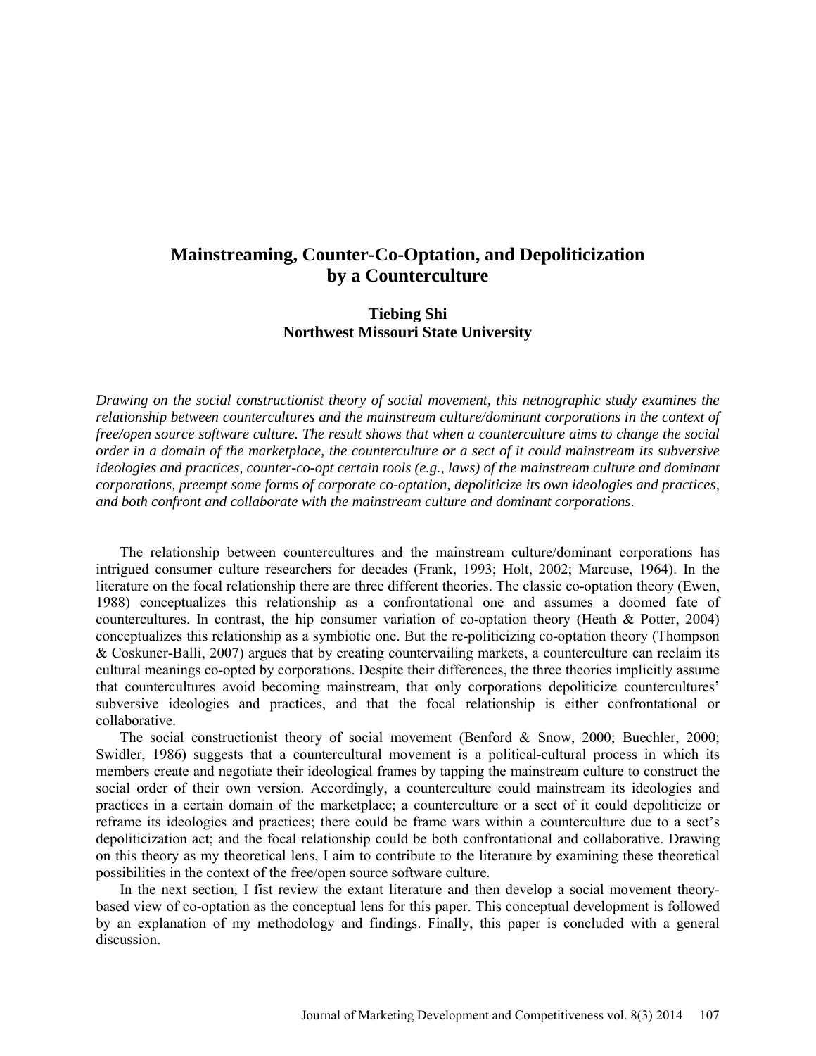# Mainstreaming, Counter-Co-Optation, and Depoliticization by a Counterculture

**Tiebing Shi**
**Northwest Missouri State University**

*Drawing on the social constructionist theory of social movement, this netnographic study examines the relationship between countercultures and the mainstream culture/dominant corporations in the context of free/open source software culture. The result shows that when a counterculture aims to change the social order in a domain of the marketplace, the counterculture or a sect of it could mainstream its subversive ideologies and practices, counter-co-opt certain tools (e.g., laws) of the mainstream culture and dominant corporations, preempt some forms of corporate co-optation, depoliticize its own ideologies and practices, and both confront and collaborate with the mainstream culture and dominant corporations*.

The relationship between countercultures and the mainstream culture/dominant corporations has intrigued consumer culture researchers for decades (Frank, 1993; Holt, 2002; Marcuse, 1964). In the literature on the focal relationship there are three different theories. The classic co-optation theory (Ewen, 1988) conceptualizes this relationship as a confrontational one and assumes a doomed fate of countercultures. In contrast, the hip consumer variation of co-optation theory (Heath & Potter, 2004) conceptualizes this relationship as a symbiotic one. But the re-politicizing co-optation theory (Thompson & Coskuner-Balli, 2007) argues that by creating countervailing markets, a counterculture can reclaim its cultural meanings co-opted by corporations. Despite their differences, the three theories implicitly assume that countercultures avoid becoming mainstream, that only corporations depoliticize countercultures' subversive ideologies and practices, and that the focal relationship is either confrontational or collaborative.

The social constructionist theory of social movement (Benford & Snow, 2000; Buechler, 2000; Swidler, 1986) suggests that a countercultural movement is a political-cultural process in which its members create and negotiate their ideological frames by tapping the mainstream culture to construct the social order of their own version. Accordingly, a counterculture could mainstream its ideologies and practices in a certain domain of the marketplace; a counterculture or a sect of it could depoliticize or reframe its ideologies and practices; there could be frame wars within a counterculture due to a sect's depoliticization act; and the focal relationship could be both confrontational and collaborative. Drawing on this theory as my theoretical lens, I aim to contribute to the literature by examining these theoretical possibilities in the context of the free/open source software culture.

In the next section, I fist review the extant literature and then develop a social movement theory-based view of co-optation as the conceptual lens for this paper. This conceptual development is followed by an explanation of my methodology and findings. Finally, this paper is concluded with a general discussion.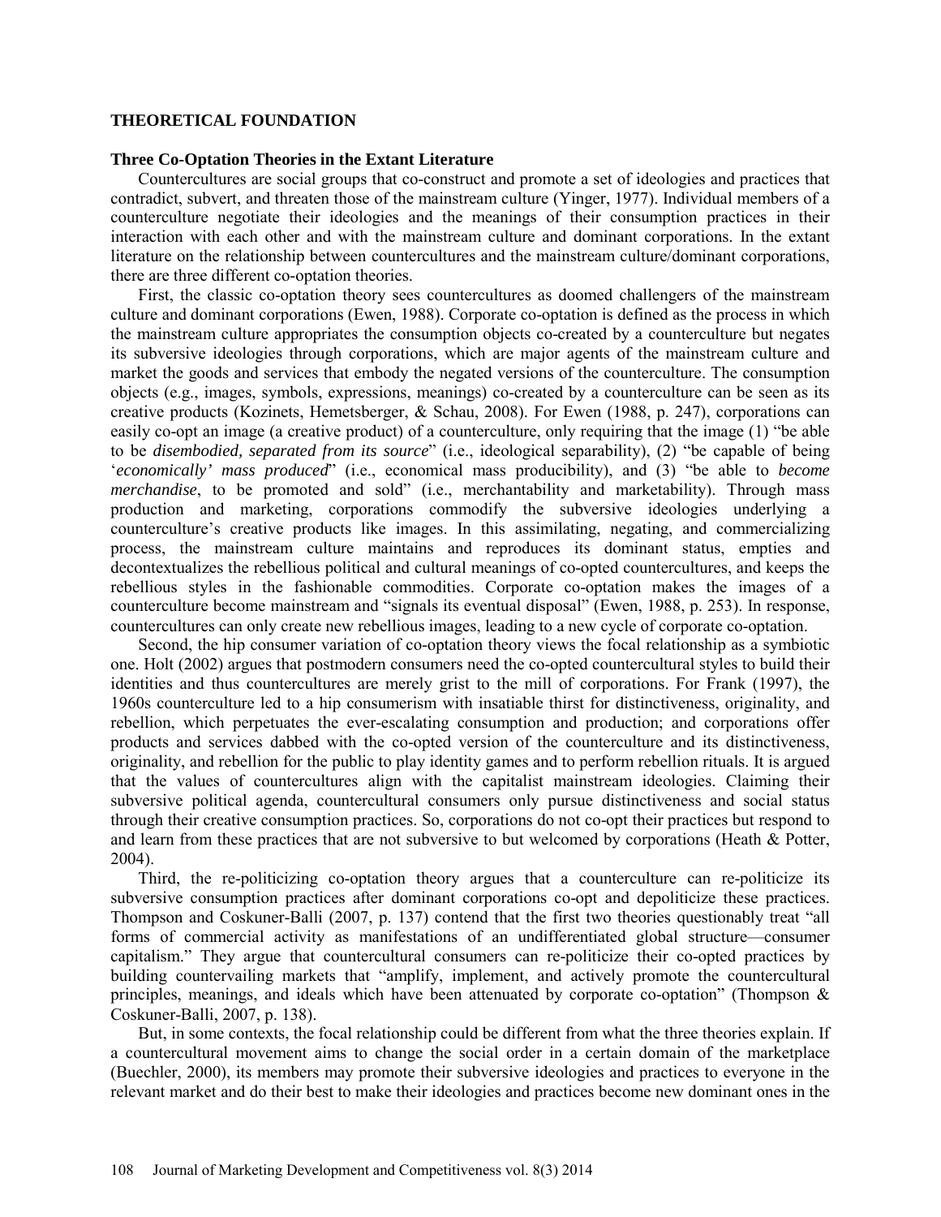## THEORETICAL FOUNDATION

### Three Co-Optation Theories in the Extant Literature

Countercultures are social groups that co-construct and promote a set of ideologies and practices that contradict, subvert, and threaten those of the mainstream culture (Yinger, 1977). Individual members of a counterculture negotiate their ideologies and the meanings of their consumption practices in their interaction with each other and with the mainstream culture and dominant corporations. In the extant literature on the relationship between countercultures and the mainstream culture/dominant corporations, there are three different co-optation theories.

First, the classic co-optation theory sees countercultures as doomed challengers of the mainstream culture and dominant corporations (Ewen, 1988). Corporate co-optation is defined as the process in which the mainstream culture appropriates the consumption objects co-created by a counterculture but negates its subversive ideologies through corporations, which are major agents of the mainstream culture and market the goods and services that embody the negated versions of the counterculture. The consumption objects (e.g., images, symbols, expressions, meanings) co-created by a counterculture can be seen as its creative products (Kozinets, Hemetsberger, & Schau, 2008). For Ewen (1988, p. 247), corporations can easily co-opt an image (a creative product) of a counterculture, only requiring that the image (1) "be able to be *disembodied, separated from its source*" (i.e., ideological separability), (2) "be capable of being '*economically' mass produced*" (i.e., economical mass producibility), and (3) "be able to *become merchandise*, to be promoted and sold" (i.e., merchantability and marketability). Through mass production and marketing, corporations commodify the subversive ideologies underlying a counterculture's creative products like images. In this assimilating, negating, and commercializing process, the mainstream culture maintains and reproduces its dominant status, empties and decontextualizes the rebellious political and cultural meanings of co-opted countercultures, and keeps the rebellious styles in the fashionable commodities. Corporate co-optation makes the images of a counterculture become mainstream and "signals its eventual disposal" (Ewen, 1988, p. 253). In response, countercultures can only create new rebellious images, leading to a new cycle of corporate co-optation.

Second, the hip consumer variation of co-optation theory views the focal relationship as a symbiotic one. Holt (2002) argues that postmodern consumers need the co-opted countercultural styles to build their identities and thus countercultures are merely grist to the mill of corporations. For Frank (1997), the 1960s counterculture led to a hip consumerism with insatiable thirst for distinctiveness, originality, and rebellion, which perpetuates the ever-escalating consumption and production; and corporations offer products and services dabbed with the co-opted version of the counterculture and its distinctiveness, originality, and rebellion for the public to play identity games and to perform rebellion rituals. It is argued that the values of countercultures align with the capitalist mainstream ideologies. Claiming their subversive political agenda, countercultural consumers only pursue distinctiveness and social status through their creative consumption practices. So, corporations do not co-opt their practices but respond to and learn from these practices that are not subversive to but welcomed by corporations (Heath & Potter, 2004).

Third, the re-politicizing co-optation theory argues that a counterculture can re-politicize its subversive consumption practices after dominant corporations co-opt and depoliticize these practices. Thompson and Coskuner-Balli (2007, p. 137) contend that the first two theories questionably treat "all forms of commercial activity as manifestations of an undifferentiated global structure—consumer capitalism." They argue that countercultural consumers can re-politicize their co-opted practices by building countervailing markets that "amplify, implement, and actively promote the countercultural principles, meanings, and ideals which have been attenuated by corporate co-optation" (Thompson & Coskuner-Balli, 2007, p. 138).

But, in some contexts, the focal relationship could be different from what the three theories explain. If a countercultural movement aims to change the social order in a certain domain of the marketplace (Buechler, 2000), its members may promote their subversive ideologies and practices to everyone in the relevant market and do their best to make their ideologies and practices become new dominant ones in the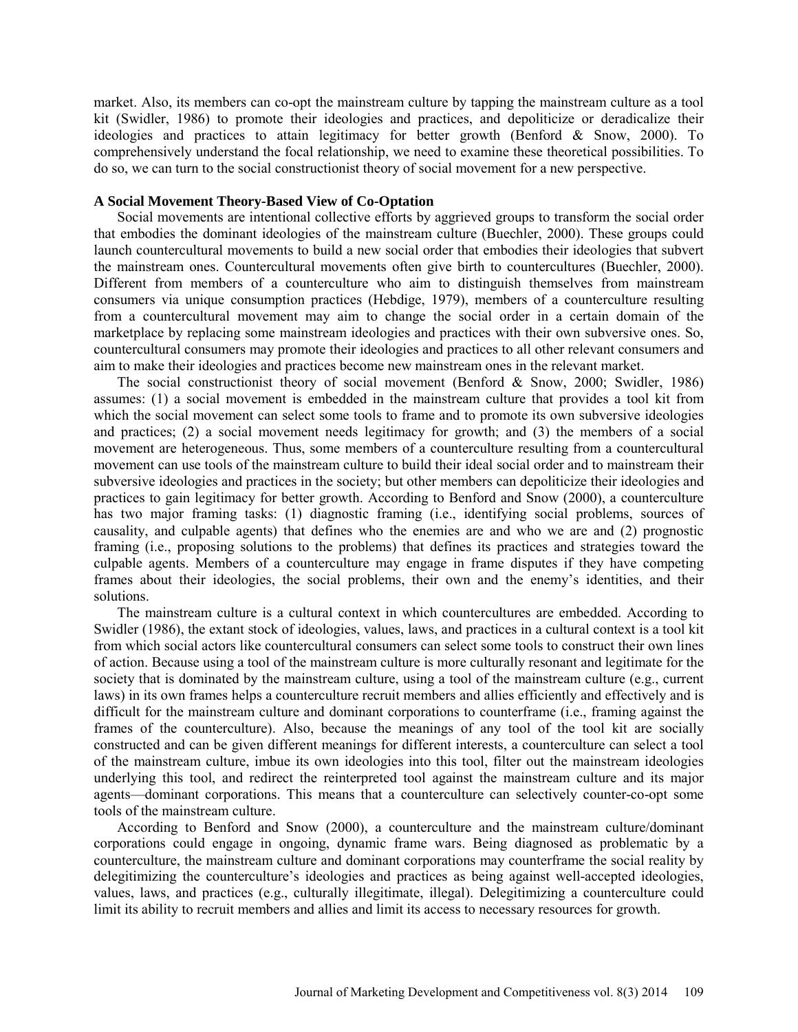market. Also, its members can co-opt the mainstream culture by tapping the mainstream culture as a tool kit (Swidler, 1986) to promote their ideologies and practices, and depoliticize or deradicalize their ideologies and practices to attain legitimacy for better growth (Benford & Snow, 2000). To comprehensively understand the focal relationship, we need to examine these theoretical possibilities. To do so, we can turn to the social constructionist theory of social movement for a new perspective.

## A Social Movement Theory-Based View of Co-Optation

Social movements are intentional collective efforts by aggrieved groups to transform the social order that embodies the dominant ideologies of the mainstream culture (Buechler, 2000). These groups could launch countercultural movements to build a new social order that embodies their ideologies that subvert the mainstream ones. Countercultural movements often give birth to countercultures (Buechler, 2000). Different from members of a counterculture who aim to distinguish themselves from mainstream consumers via unique consumption practices (Hebdige, 1979), members of a counterculture resulting from a countercultural movement may aim to change the social order in a certain domain of the marketplace by replacing some mainstream ideologies and practices with their own subversive ones. So, countercultural consumers may promote their ideologies and practices to all other relevant consumers and aim to make their ideologies and practices become new mainstream ones in the relevant market.

The social constructionist theory of social movement (Benford & Snow, 2000; Swidler, 1986) assumes: (1) a social movement is embedded in the mainstream culture that provides a tool kit from which the social movement can select some tools to frame and to promote its own subversive ideologies and practices; (2) a social movement needs legitimacy for growth; and (3) the members of a social movement are heterogeneous. Thus, some members of a counterculture resulting from a countercultural movement can use tools of the mainstream culture to build their ideal social order and to mainstream their subversive ideologies and practices in the society; but other members can depoliticize their ideologies and practices to gain legitimacy for better growth. According to Benford and Snow (2000), a counterculture has two major framing tasks: (1) diagnostic framing (i.e., identifying social problems, sources of causality, and culpable agents) that defines who the enemies are and who we are and (2) prognostic framing (i.e., proposing solutions to the problems) that defines its practices and strategies toward the culpable agents. Members of a counterculture may engage in frame disputes if they have competing frames about their ideologies, the social problems, their own and the enemy's identities, and their solutions.

The mainstream culture is a cultural context in which countercultures are embedded. According to Swidler (1986), the extant stock of ideologies, values, laws, and practices in a cultural context is a tool kit from which social actors like countercultural consumers can select some tools to construct their own lines of action. Because using a tool of the mainstream culture is more culturally resonant and legitimate for the society that is dominated by the mainstream culture, using a tool of the mainstream culture (e.g., current laws) in its own frames helps a counterculture recruit members and allies efficiently and effectively and is difficult for the mainstream culture and dominant corporations to counterframe (i.e., framing against the frames of the counterculture). Also, because the meanings of any tool of the tool kit are socially constructed and can be given different meanings for different interests, a counterculture can select a tool of the mainstream culture, imbue its own ideologies into this tool, filter out the mainstream ideologies underlying this tool, and redirect the reinterpreted tool against the mainstream culture and its major agents—dominant corporations. This means that a counterculture can selectively counter-co-opt some tools of the mainstream culture.

According to Benford and Snow (2000), a counterculture and the mainstream culture/dominant corporations could engage in ongoing, dynamic frame wars. Being diagnosed as problematic by a counterculture, the mainstream culture and dominant corporations may counterframe the social reality by delegitimizing the counterculture's ideologies and practices as being against well-accepted ideologies, values, laws, and practices (e.g., culturally illegitimate, illegal). Delegitimizing a counterculture could limit its ability to recruit members and allies and limit its access to necessary resources for growth.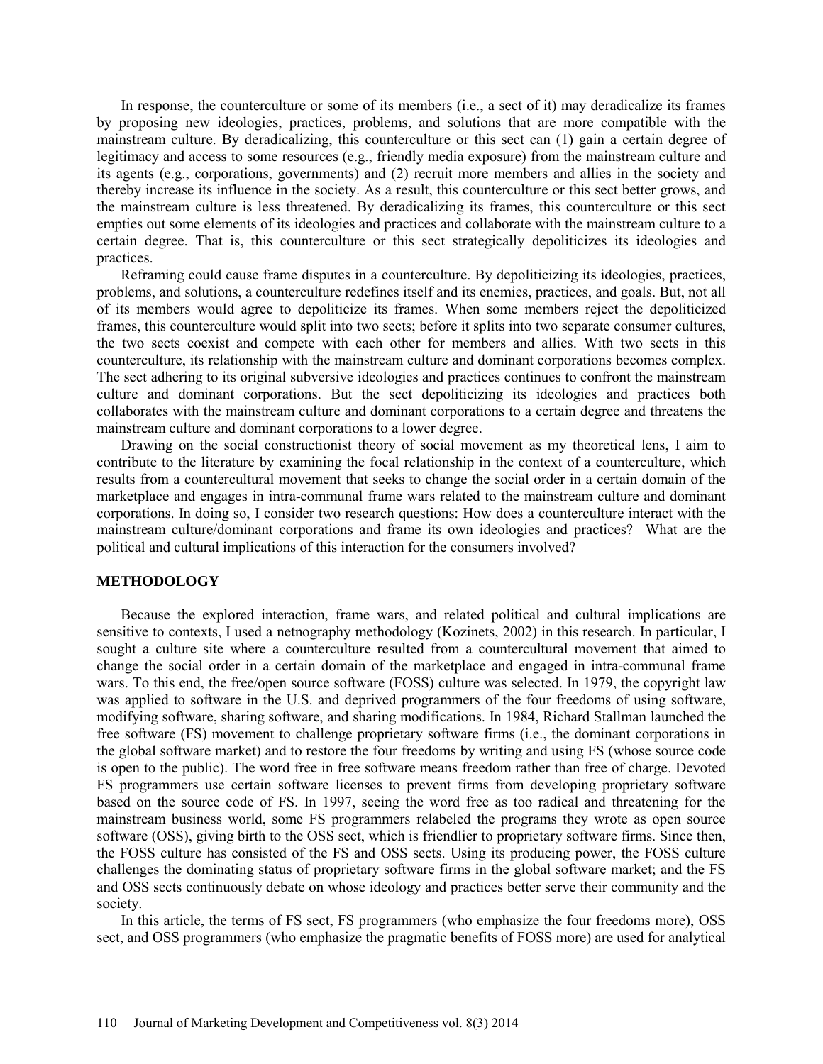In response, the counterculture or some of its members (i.e., a sect of it) may deradicalize its frames by proposing new ideologies, practices, problems, and solutions that are more compatible with the mainstream culture. By deradicalizing, this counterculture or this sect can (1) gain a certain degree of legitimacy and access to some resources (e.g., friendly media exposure) from the mainstream culture and its agents (e.g., corporations, governments) and (2) recruit more members and allies in the society and thereby increase its influence in the society. As a result, this counterculture or this sect better grows, and the mainstream culture is less threatened. By deradicalizing its frames, this counterculture or this sect empties out some elements of its ideologies and practices and collaborate with the mainstream culture to a certain degree. That is, this counterculture or this sect strategically depoliticizes its ideologies and practices.

Reframing could cause frame disputes in a counterculture. By depoliticizing its ideologies, practices, problems, and solutions, a counterculture redefines itself and its enemies, practices, and goals. But, not all of its members would agree to depoliticize its frames. When some members reject the depoliticized frames, this counterculture would split into two sects; before it splits into two separate consumer cultures, the two sects coexist and compete with each other for members and allies. With two sects in this counterculture, its relationship with the mainstream culture and dominant corporations becomes complex. The sect adhering to its original subversive ideologies and practices continues to confront the mainstream culture and dominant corporations. But the sect depoliticizing its ideologies and practices both collaborates with the mainstream culture and dominant corporations to a certain degree and threatens the mainstream culture and dominant corporations to a lower degree.

Drawing on the social constructionist theory of social movement as my theoretical lens, I aim to contribute to the literature by examining the focal relationship in the context of a counterculture, which results from a countercultural movement that seeks to change the social order in a certain domain of the marketplace and engages in intra-communal frame wars related to the mainstream culture and dominant corporations. In doing so, I consider two research questions: How does a counterculture interact with the mainstream culture/dominant corporations and frame its own ideologies and practices? What are the political and cultural implications of this interaction for the consumers involved?

## METHODOLOGY

Because the explored interaction, frame wars, and related political and cultural implications are sensitive to contexts, I used a netnography methodology (Kozinets, 2002) in this research. In particular, I sought a culture site where a counterculture resulted from a countercultural movement that aimed to change the social order in a certain domain of the marketplace and engaged in intra-communal frame wars. To this end, the free/open source software (FOSS) culture was selected. In 1979, the copyright law was applied to software in the U.S. and deprived programmers of the four freedoms of using software, modifying software, sharing software, and sharing modifications. In 1984, Richard Stallman launched the free software (FS) movement to challenge proprietary software firms (i.e., the dominant corporations in the global software market) and to restore the four freedoms by writing and using FS (whose source code is open to the public). The word free in free software means freedom rather than free of charge. Devoted FS programmers use certain software licenses to prevent firms from developing proprietary software based on the source code of FS. In 1997, seeing the word free as too radical and threatening for the mainstream business world, some FS programmers relabeled the programs they wrote as open source software (OSS), giving birth to the OSS sect, which is friendlier to proprietary software firms. Since then, the FOSS culture has consisted of the FS and OSS sects. Using its producing power, the FOSS culture challenges the dominating status of proprietary software firms in the global software market; and the FS and OSS sects continuously debate on whose ideology and practices better serve their community and the society.

In this article, the terms of FS sect, FS programmers (who emphasize the four freedoms more), OSS sect, and OSS programmers (who emphasize the pragmatic benefits of FOSS more) are used for analytical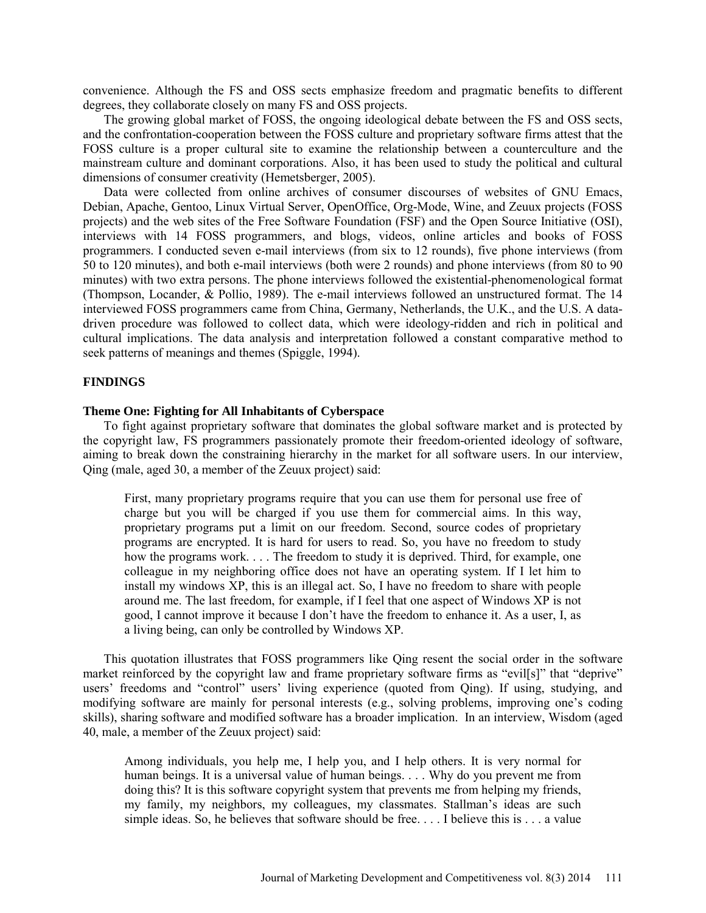convenience. Although the FS and OSS sects emphasize freedom and pragmatic benefits to different degrees, they collaborate closely on many FS and OSS projects.

The growing global market of FOSS, the ongoing ideological debate between the FS and OSS sects, and the confrontation-cooperation between the FOSS culture and proprietary software firms attest that the FOSS culture is a proper cultural site to examine the relationship between a counterculture and the mainstream culture and dominant corporations. Also, it has been used to study the political and cultural dimensions of consumer creativity (Hemetsberger, 2005).

Data were collected from online archives of consumer discourses of websites of GNU Emacs, Debian, Apache, Gentoo, Linux Virtual Server, OpenOffice, Org-Mode, Wine, and Zeuux projects (FOSS projects) and the web sites of the Free Software Foundation (FSF) and the Open Source Initiative (OSI), interviews with 14 FOSS programmers, and blogs, videos, online articles and books of FOSS programmers. I conducted seven e-mail interviews (from six to 12 rounds), five phone interviews (from 50 to 120 minutes), and both e-mail interviews (both were 2 rounds) and phone interviews (from 80 to 90 minutes) with two extra persons. The phone interviews followed the existential-phenomenological format (Thompson, Locander, & Pollio, 1989). The e-mail interviews followed an unstructured format. The 14 interviewed FOSS programmers came from China, Germany, Netherlands, the U.K., and the U.S. A data-driven procedure was followed to collect data, which were ideology-ridden and rich in political and cultural implications. The data analysis and interpretation followed a constant comparative method to seek patterns of meanings and themes (Spiggle, 1994).

## FINDINGS

### Theme One: Fighting for All Inhabitants of Cyberspace

To fight against proprietary software that dominates the global software market and is protected by the copyright law, FS programmers passionately promote their freedom-oriented ideology of software, aiming to break down the constraining hierarchy in the market for all software users. In our interview, Qing (male, aged 30, a member of the Zeuux project) said:

> First, many proprietary programs require that you can use them for personal use free of charge but you will be charged if you use them for commercial aims. In this way, proprietary programs put a limit on our freedom. Second, source codes of proprietary programs are encrypted. It is hard for users to read. So, you have no freedom to study how the programs work. . . . The freedom to study it is deprived. Third, for example, one colleague in my neighboring office does not have an operating system. If I let him to install my windows XP, this is an illegal act. So, I have no freedom to share with people around me. The last freedom, for example, if I feel that one aspect of Windows XP is not good, I cannot improve it because I don't have the freedom to enhance it. As a user, I, as a living being, can only be controlled by Windows XP.

This quotation illustrates that FOSS programmers like Qing resent the social order in the software market reinforced by the copyright law and frame proprietary software firms as "evil[s]" that "deprive" users' freedoms and "control" users' living experience (quoted from Qing). If using, studying, and modifying software are mainly for personal interests (e.g., solving problems, improving one's coding skills), sharing software and modified software has a broader implication. In an interview, Wisdom (aged 40, male, a member of the Zeuux project) said:

> Among individuals, you help me, I help you, and I help others. It is very normal for human beings. It is a universal value of human beings. . . . Why do you prevent me from doing this? It is this software copyright system that prevents me from helping my friends, my family, my neighbors, my colleagues, my classmates. Stallman's ideas are such simple ideas. So, he believes that software should be free. . . . I believe this is . . . a value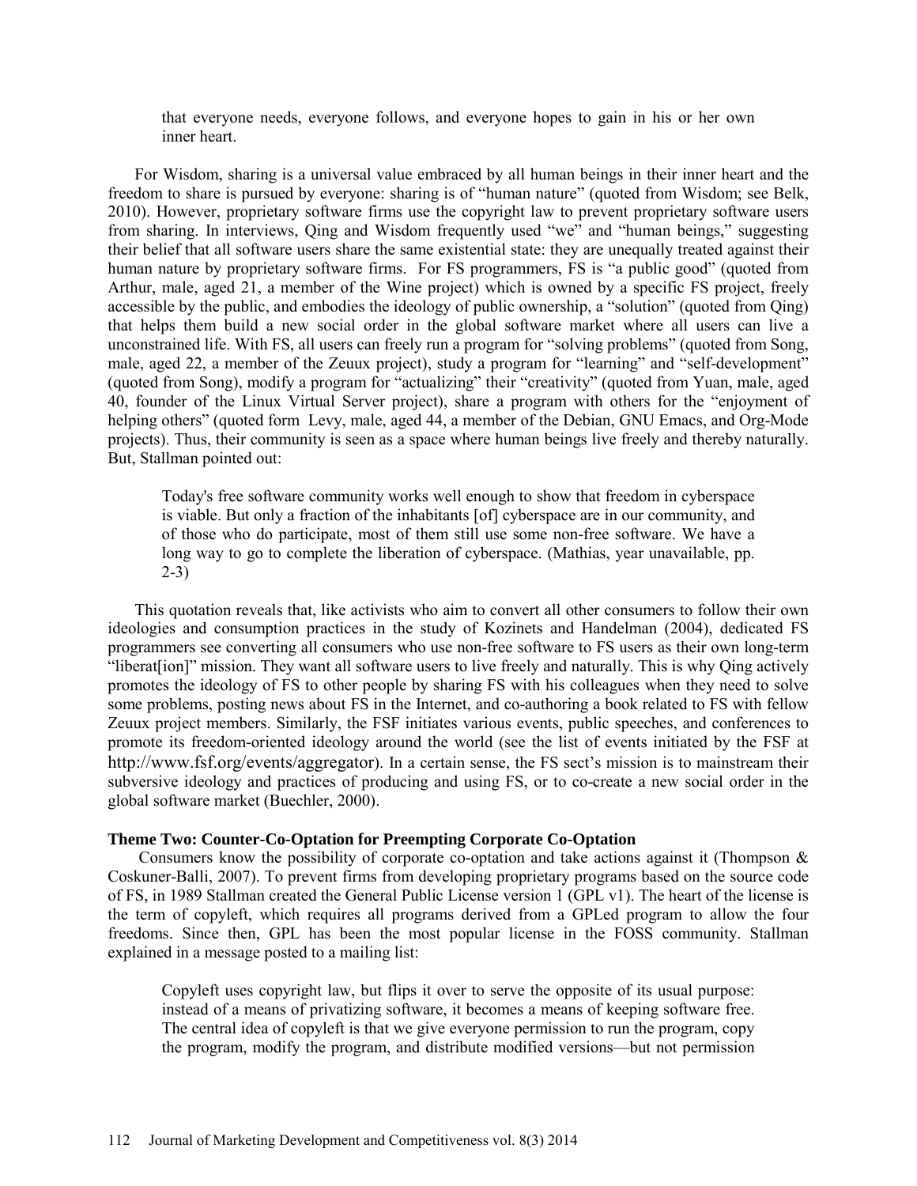> that everyone needs, everyone follows, and everyone hopes to gain in his or her own inner heart.

For Wisdom, sharing is a universal value embraced by all human beings in their inner heart and the freedom to share is pursued by everyone: sharing is of "human nature" (quoted from Wisdom; see Belk, 2010). However, proprietary software firms use the copyright law to prevent proprietary software users from sharing. In interviews, Qing and Wisdom frequently used "we" and "human beings," suggesting their belief that all software users share the same existential state: they are unequally treated against their human nature by proprietary software firms. For FS programmers, FS is "a public good" (quoted from Arthur, male, aged 21, a member of the Wine project) which is owned by a specific FS project, freely accessible by the public, and embodies the ideology of public ownership, a "solution" (quoted from Qing) that helps them build a new social order in the global software market where all users can live a unconstrained life. With FS, all users can freely run a program for "solving problems" (quoted from Song, male, aged 22, a member of the Zeuux project), study a program for "learning" and "self-development" (quoted from Song), modify a program for "actualizing" their "creativity" (quoted from Yuan, male, aged 40, founder of the Linux Virtual Server project), share a program with others for the "enjoyment of helping others" (quoted form Levy, male, aged 44, a member of the Debian, GNU Emacs, and Org-Mode projects). Thus, their community is seen as a space where human beings live freely and thereby naturally. But, Stallman pointed out:

> Today's free software community works well enough to show that freedom in cyberspace is viable. But only a fraction of the inhabitants [of] cyberspace are in our community, and of those who do participate, most of them still use some non-free software. We have a long way to go to complete the liberation of cyberspace. (Mathias, year unavailable, pp. 2-3)

This quotation reveals that, like activists who aim to convert all other consumers to follow their own ideologies and consumption practices in the study of Kozinets and Handelman (2004), dedicated FS programmers see converting all consumers who use non-free software to FS users as their own long-term "liberat[ion]" mission. They want all software users to live freely and naturally. This is why Qing actively promotes the ideology of FS to other people by sharing FS with his colleagues when they need to solve some problems, posting news about FS in the Internet, and co-authoring a book related to FS with fellow Zeuux project members. Similarly, the FSF initiates various events, public speeches, and conferences to promote its freedom-oriented ideology around the world (see the list of events initiated by the FSF at http://www.fsf.org/events/aggregator). In a certain sense, the FS sect's mission is to mainstream their subversive ideology and practices of producing and using FS, or to co-create a new social order in the global software market (Buechler, 2000).

**Theme Two: Counter-Co-Optation for Preempting Corporate Co-Optation**

Consumers know the possibility of corporate co-optation and take actions against it (Thompson & Coskuner-Balli, 2007). To prevent firms from developing proprietary programs based on the source code of FS, in 1989 Stallman created the General Public License version 1 (GPL v1). The heart of the license is the term of copyleft, which requires all programs derived from a GPLed program to allow the four freedoms. Since then, GPL has been the most popular license in the FOSS community. Stallman explained in a message posted to a mailing list:

> Copyleft uses copyright law, but flips it over to serve the opposite of its usual purpose: instead of a means of privatizing software, it becomes a means of keeping software free. The central idea of copyleft is that we give everyone permission to run the program, copy the program, modify the program, and distribute modified versions—but not permission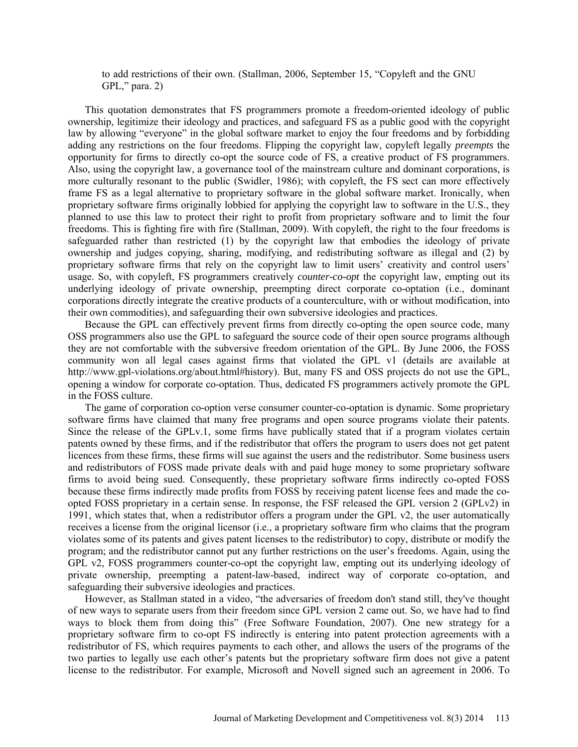> to add restrictions of their own. (Stallman, 2006, September 15, "Copyleft and the GNU GPL," para. 2)

This quotation demonstrates that FS programmers promote a freedom-oriented ideology of public ownership, legitimize their ideology and practices, and safeguard FS as a public good with the copyright law by allowing "everyone" in the global software market to enjoy the four freedoms and by forbidding adding any restrictions on the four freedoms. Flipping the copyright law, copyleft legally *preempts* the opportunity for firms to directly co-opt the source code of FS, a creative product of FS programmers. Also, using the copyright law, a governance tool of the mainstream culture and dominant corporations, is more culturally resonant to the public (Swidler, 1986); with copyleft, the FS sect can more effectively frame FS as a legal alternative to proprietary software in the global software market. Ironically, when proprietary software firms originally lobbied for applying the copyright law to software in the U.S., they planned to use this law to protect their right to profit from proprietary software and to limit the four freedoms. This is fighting fire with fire (Stallman, 2009). With copyleft, the right to the four freedoms is safeguarded rather than restricted (1) by the copyright law that embodies the ideology of private ownership and judges copying, sharing, modifying, and redistributing software as illegal and (2) by proprietary software firms that rely on the copyright law to limit users' creativity and control users' usage. So, with copyleft, FS programmers creatively *counter-co-opt* the copyright law, empting out its underlying ideology of private ownership, preempting direct corporate co-optation (i.e., dominant corporations directly integrate the creative products of a counterculture, with or without modification, into their own commodities), and safeguarding their own subversive ideologies and practices.

Because the GPL can effectively prevent firms from directly co-opting the open source code, many OSS programmers also use the GPL to safeguard the source code of their open source programs although they are not comfortable with the subversive freedom orientation of the GPL. By June 2006, the FOSS community won all legal cases against firms that violated the GPL v1 (details are available at http://www.gpl-violations.org/about.html#history). But, many FS and OSS projects do not use the GPL, opening a window for corporate co-optation. Thus, dedicated FS programmers actively promote the GPL in the FOSS culture.

The game of corporation co-option verse consumer counter-co-optation is dynamic. Some proprietary software firms have claimed that many free programs and open source programs violate their patents. Since the release of the GPLv.1, some firms have publically stated that if a program violates certain patents owned by these firms, and if the redistributor that offers the program to users does not get patent licences from these firms, these firms will sue against the users and the redistributor. Some business users and redistributors of FOSS made private deals with and paid huge money to some proprietary software firms to avoid being sued. Consequently, these proprietary software firms indirectly co-opted FOSS because these firms indirectly made profits from FOSS by receiving patent license fees and made the co-opted FOSS proprietary in a certain sense. In response, the FSF released the GPL version 2 (GPLv2) in 1991, which states that, when a redistributor offers a program under the GPL v2, the user automatically receives a license from the original licensor (i.e., a proprietary software firm who claims that the program violates some of its patents and gives patent licenses to the redistributor) to copy, distribute or modify the program; and the redistributor cannot put any further restrictions on the user's freedoms. Again, using the GPL v2, FOSS programmers counter-co-opt the copyright law, empting out its underlying ideology of private ownership, preempting a patent-law-based, indirect way of corporate co-optation, and safeguarding their subversive ideologies and practices.

However, as Stallman stated in a video, "the adversaries of freedom don't stand still, they've thought of new ways to separate users from their freedom since GPL version 2 came out. So, we have had to find ways to block them from doing this" (Free Software Foundation, 2007). One new strategy for a proprietary software firm to co-opt FS indirectly is entering into patent protection agreements with a redistributor of FS, which requires payments to each other, and allows the users of the programs of the two parties to legally use each other's patents but the proprietary software firm does not give a patent license to the redistributor. For example, Microsoft and Novell signed such an agreement in 2006. To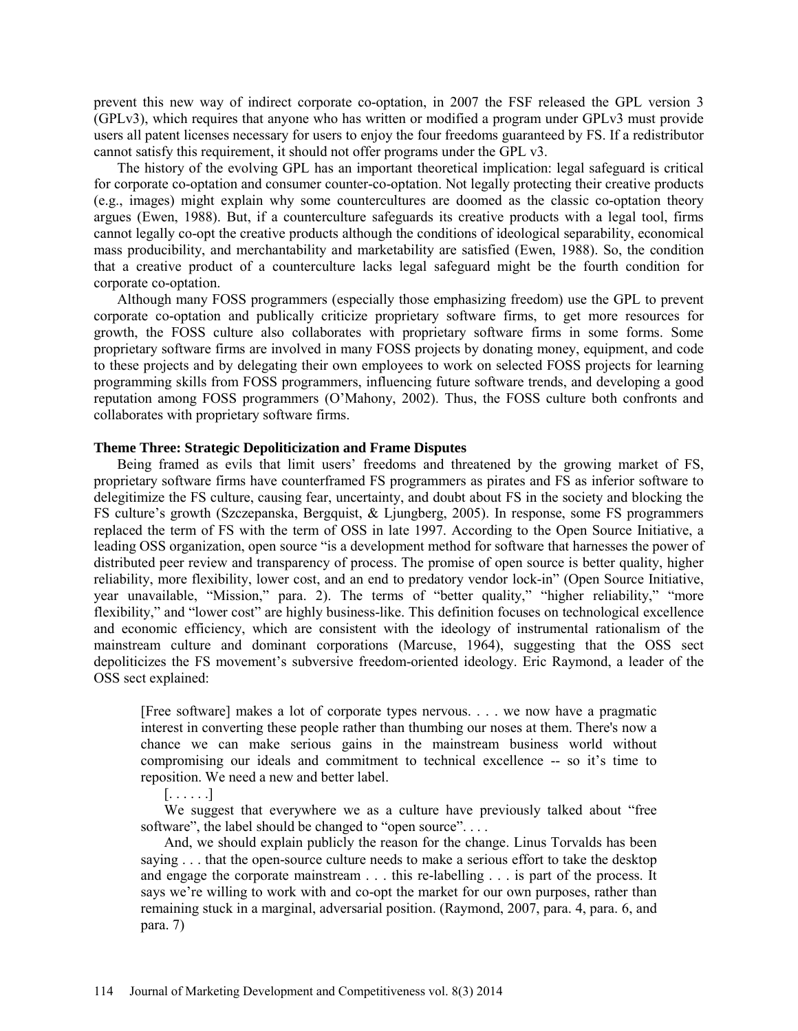prevent this new way of indirect corporate co-optation, in 2007 the FSF released the GPL version 3 (GPLv3), which requires that anyone who has written or modified a program under GPLv3 must provide users all patent licenses necessary for users to enjoy the four freedoms guaranteed by FS. If a redistributor cannot satisfy this requirement, it should not offer programs under the GPL v3.

The history of the evolving GPL has an important theoretical implication: legal safeguard is critical for corporate co-optation and consumer counter-co-optation. Not legally protecting their creative products (e.g., images) might explain why some countercultures are doomed as the classic co-optation theory argues (Ewen, 1988). But, if a counterculture safeguards its creative products with a legal tool, firms cannot legally co-opt the creative products although the conditions of ideological separability, economical mass producibility, and merchantability and marketability are satisfied (Ewen, 1988). So, the condition that a creative product of a counterculture lacks legal safeguard might be the fourth condition for corporate co-optation.

Although many FOSS programmers (especially those emphasizing freedom) use the GPL to prevent corporate co-optation and publically criticize proprietary software firms, to get more resources for growth, the FOSS culture also collaborates with proprietary software firms in some forms. Some proprietary software firms are involved in many FOSS projects by donating money, equipment, and code to these projects and by delegating their own employees to work on selected FOSS projects for learning programming skills from FOSS programmers, influencing future software trends, and developing a good reputation among FOSS programmers (O'Mahony, 2002). Thus, the FOSS culture both confronts and collaborates with proprietary software firms.

**Theme Three: Strategic Depoliticization and Frame Disputes**

Being framed as evils that limit users' freedoms and threatened by the growing market of FS, proprietary software firms have counterframed FS programmers as pirates and FS as inferior software to delegitimize the FS culture, causing fear, uncertainty, and doubt about FS in the society and blocking the FS culture's growth (Szczepanska, Bergquist, & Ljungberg, 2005). In response, some FS programmers replaced the term of FS with the term of OSS in late 1997. According to the Open Source Initiative, a leading OSS organization, open source "is a development method for software that harnesses the power of distributed peer review and transparency of process. The promise of open source is better quality, higher reliability, more flexibility, lower cost, and an end to predatory vendor lock-in" (Open Source Initiative, year unavailable, "Mission," para. 2). The terms of "better quality," "higher reliability," "more flexibility," and "lower cost" are highly business-like. This definition focuses on technological excellence and economic efficiency, which are consistent with the ideology of instrumental rationalism of the mainstream culture and dominant corporations (Marcuse, 1964), suggesting that the OSS sect depoliticizes the FS movement's subversive freedom-oriented ideology. Eric Raymond, a leader of the OSS sect explained:

> [Free software] makes a lot of corporate types nervous. . . . we now have a pragmatic interest in converting these people rather than thumbing our noses at them. There's now a chance we can make serious gains in the mainstream business world without compromising our ideals and commitment to technical excellence -- so it's time to reposition. We need a new and better label.
>
> [. . . . . .]
>
> We suggest that everywhere we as a culture have previously talked about "free software", the label should be changed to "open source". . . .
>
> And, we should explain publicly the reason for the change. Linus Torvalds has been saying . . . that the open-source culture needs to make a serious effort to take the desktop and engage the corporate mainstream . . . this re-labelling . . . is part of the process. It says we're willing to work with and co-opt the market for our own purposes, rather than remaining stuck in a marginal, adversarial position. (Raymond, 2007, para. 4, para. 6, and para. 7)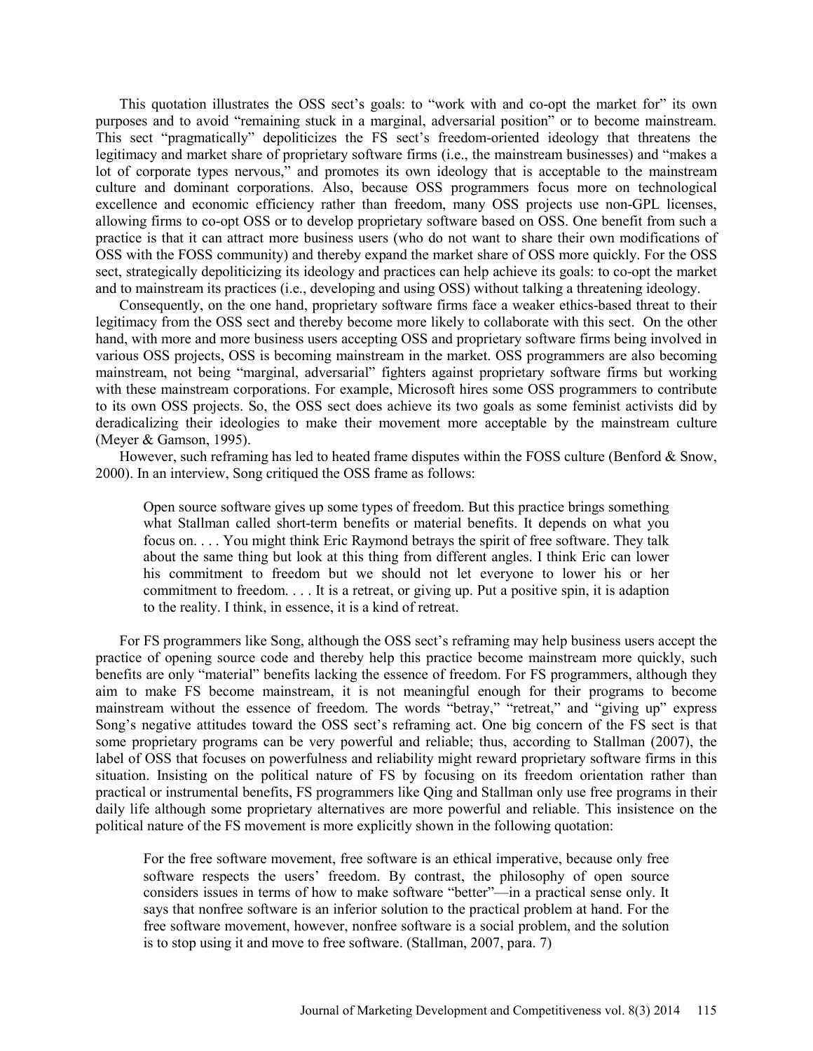This quotation illustrates the OSS sect's goals: to "work with and co-opt the market for" its own purposes and to avoid "remaining stuck in a marginal, adversarial position" or to become mainstream. This sect "pragmatically" depoliticizes the FS sect's freedom-oriented ideology that threatens the legitimacy and market share of proprietary software firms (i.e., the mainstream businesses) and "makes a lot of corporate types nervous," and promotes its own ideology that is acceptable to the mainstream culture and dominant corporations. Also, because OSS programmers focus more on technological excellence and economic efficiency rather than freedom, many OSS projects use non-GPL licenses, allowing firms to co-opt OSS or to develop proprietary software based on OSS. One benefit from such a practice is that it can attract more business users (who do not want to share their own modifications of OSS with the FOSS community) and thereby expand the market share of OSS more quickly. For the OSS sect, strategically depoliticizing its ideology and practices can help achieve its goals: to co-opt the market and to mainstream its practices (i.e., developing and using OSS) without talking a threatening ideology.

Consequently, on the one hand, proprietary software firms face a weaker ethics-based threat to their legitimacy from the OSS sect and thereby become more likely to collaborate with this sect. On the other hand, with more and more business users accepting OSS and proprietary software firms being involved in various OSS projects, OSS is becoming mainstream in the market. OSS programmers are also becoming mainstream, not being "marginal, adversarial" fighters against proprietary software firms but working with these mainstream corporations. For example, Microsoft hires some OSS programmers to contribute to its own OSS projects. So, the OSS sect does achieve its two goals as some feminist activists did by deradicalizing their ideologies to make their movement more acceptable by the mainstream culture (Meyer & Gamson, 1995).

However, such reframing has led to heated frame disputes within the FOSS culture (Benford & Snow, 2000). In an interview, Song critiqued the OSS frame as follows:

> Open source software gives up some types of freedom. But this practice brings something what Stallman called short-term benefits or material benefits. It depends on what you focus on. . . . You might think Eric Raymond betrays the spirit of free software. They talk about the same thing but look at this thing from different angles. I think Eric can lower his commitment to freedom but we should not let everyone to lower his or her commitment to freedom. . . . It is a retreat, or giving up. Put a positive spin, it is adaption to the reality. I think, in essence, it is a kind of retreat.

For FS programmers like Song, although the OSS sect's reframing may help business users accept the practice of opening source code and thereby help this practice become mainstream more quickly, such benefits are only "material" benefits lacking the essence of freedom. For FS programmers, although they aim to make FS become mainstream, it is not meaningful enough for their programs to become mainstream without the essence of freedom. The words "betray," "retreat," and "giving up" express Song's negative attitudes toward the OSS sect's reframing act. One big concern of the FS sect is that some proprietary programs can be very powerful and reliable; thus, according to Stallman (2007), the label of OSS that focuses on powerfulness and reliability might reward proprietary software firms in this situation. Insisting on the political nature of FS by focusing on its freedom orientation rather than practical or instrumental benefits, FS programmers like Qing and Stallman only use free programs in their daily life although some proprietary alternatives are more powerful and reliable. This insistence on the political nature of the FS movement is more explicitly shown in the following quotation:

> For the free software movement, free software is an ethical imperative, because only free software respects the users' freedom. By contrast, the philosophy of open source considers issues in terms of how to make software "better"—in a practical sense only. It says that nonfree software is an inferior solution to the practical problem at hand. For the free software movement, however, nonfree software is a social problem, and the solution is to stop using it and move to free software. (Stallman, 2007, para. 7)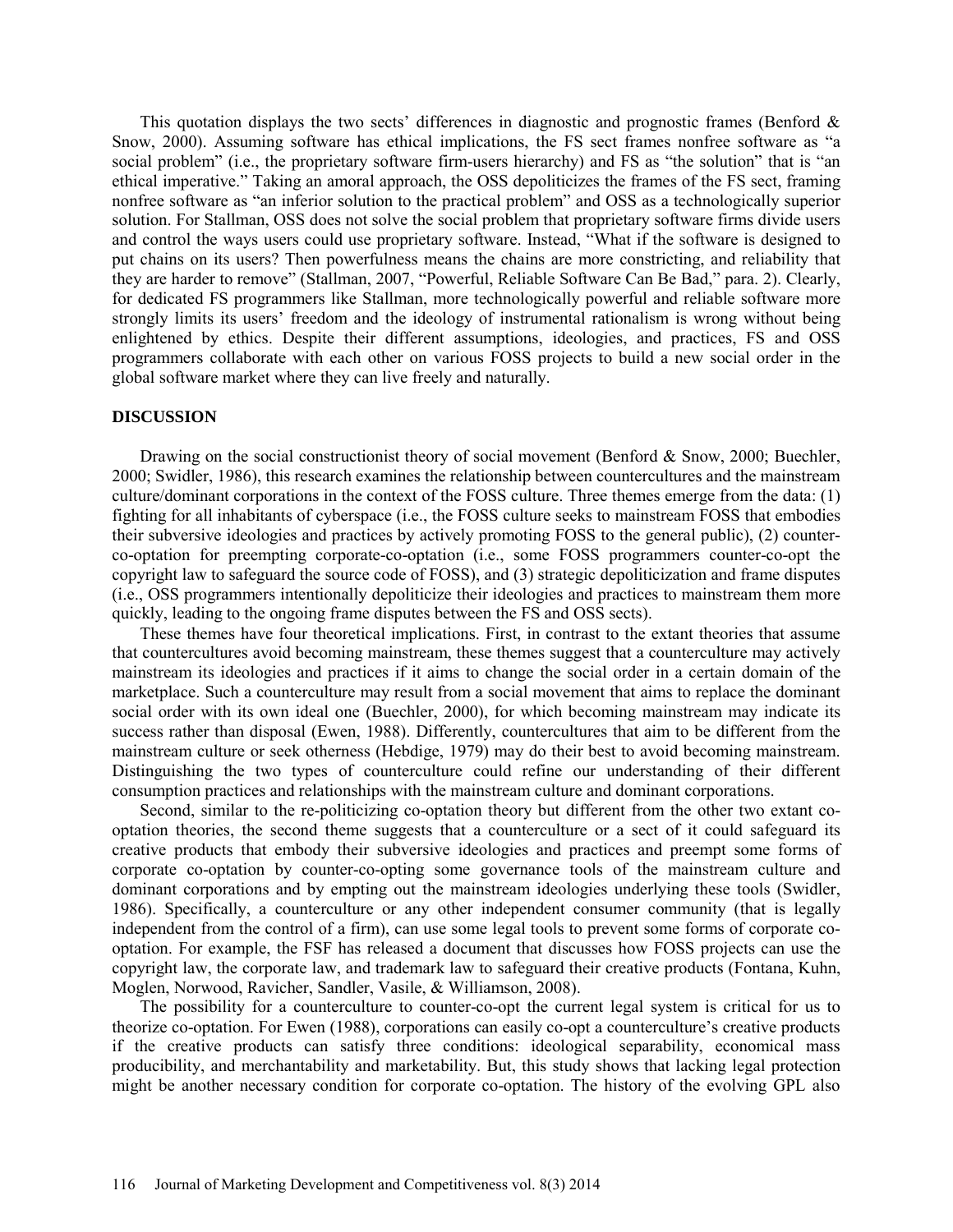This quotation displays the two sects' differences in diagnostic and prognostic frames (Benford & Snow, 2000). Assuming software has ethical implications, the FS sect frames nonfree software as "a social problem" (i.e., the proprietary software firm-users hierarchy) and FS as "the solution" that is "an ethical imperative." Taking an amoral approach, the OSS depoliticizes the frames of the FS sect, framing nonfree software as "an inferior solution to the practical problem" and OSS as a technologically superior solution. For Stallman, OSS does not solve the social problem that proprietary software firms divide users and control the ways users could use proprietary software. Instead, "What if the software is designed to put chains on its users? Then powerfulness means the chains are more constricting, and reliability that they are harder to remove" (Stallman, 2007, "Powerful, Reliable Software Can Be Bad," para. 2). Clearly, for dedicated FS programmers like Stallman, more technologically powerful and reliable software more strongly limits its users' freedom and the ideology of instrumental rationalism is wrong without being enlightened by ethics. Despite their different assumptions, ideologies, and practices, FS and OSS programmers collaborate with each other on various FOSS projects to build a new social order in the global software market where they can live freely and naturally.

## DISCUSSION

Drawing on the social constructionist theory of social movement (Benford & Snow, 2000; Buechler, 2000; Swidler, 1986), this research examines the relationship between countercultures and the mainstream culture/dominant corporations in the context of the FOSS culture. Three themes emerge from the data: (1) fighting for all inhabitants of cyberspace (i.e., the FOSS culture seeks to mainstream FOSS that embodies their subversive ideologies and practices by actively promoting FOSS to the general public), (2) counter-co-optation for preempting corporate-co-optation (i.e., some FOSS programmers counter-co-opt the copyright law to safeguard the source code of FOSS), and (3) strategic depoliticization and frame disputes (i.e., OSS programmers intentionally depoliticize their ideologies and practices to mainstream them more quickly, leading to the ongoing frame disputes between the FS and OSS sects).

These themes have four theoretical implications. First, in contrast to the extant theories that assume that countercultures avoid becoming mainstream, these themes suggest that a counterculture may actively mainstream its ideologies and practices if it aims to change the social order in a certain domain of the marketplace. Such a counterculture may result from a social movement that aims to replace the dominant social order with its own ideal one (Buechler, 2000), for which becoming mainstream may indicate its success rather than disposal (Ewen, 1988). Differently, countercultures that aim to be different from the mainstream culture or seek otherness (Hebdige, 1979) may do their best to avoid becoming mainstream. Distinguishing the two types of counterculture could refine our understanding of their different consumption practices and relationships with the mainstream culture and dominant corporations.

Second, similar to the re-politicizing co-optation theory but different from the other two extant co-optation theories, the second theme suggests that a counterculture or a sect of it could safeguard its creative products that embody their subversive ideologies and practices and preempt some forms of corporate co-optation by counter-co-opting some governance tools of the mainstream culture and dominant corporations and by empting out the mainstream ideologies underlying these tools (Swidler, 1986). Specifically, a counterculture or any other independent consumer community (that is legally independent from the control of a firm), can use some legal tools to prevent some forms of corporate co-optation. For example, the FSF has released a document that discusses how FOSS projects can use the copyright law, the corporate law, and trademark law to safeguard their creative products (Fontana, Kuhn, Moglen, Norwood, Ravicher, Sandler, Vasile, & Williamson, 2008).

The possibility for a counterculture to counter-co-opt the current legal system is critical for us to theorize co-optation. For Ewen (1988), corporations can easily co-opt a counterculture's creative products if the creative products can satisfy three conditions: ideological separability, economical mass producibility, and merchantability and marketability. But, this study shows that lacking legal protection might be another necessary condition for corporate co-optation. The history of the evolving GPL also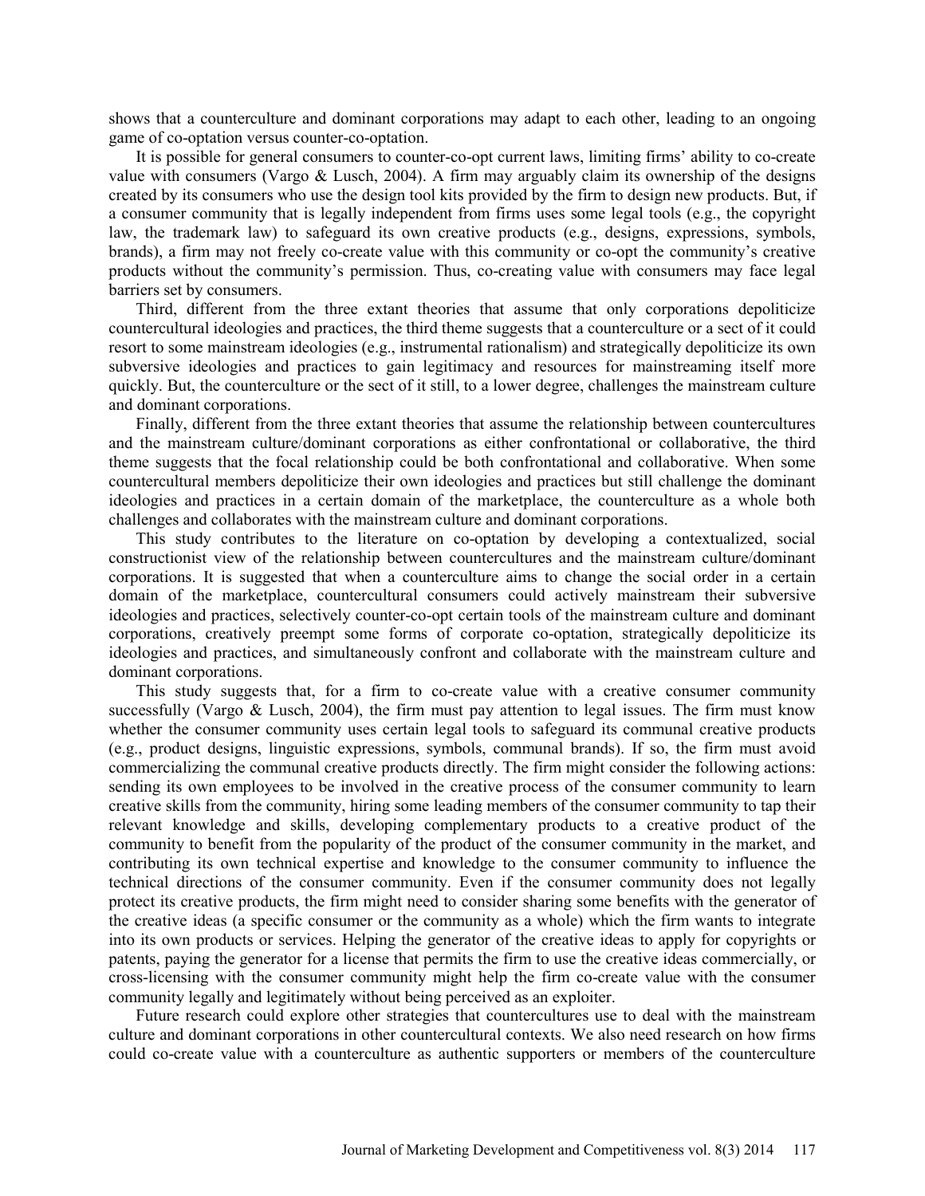shows that a counterculture and dominant corporations may adapt to each other, leading to an ongoing game of co-optation versus counter-co-optation.

It is possible for general consumers to counter-co-opt current laws, limiting firms' ability to co-create value with consumers (Vargo & Lusch, 2004). A firm may arguably claim its ownership of the designs created by its consumers who use the design tool kits provided by the firm to design new products. But, if a consumer community that is legally independent from firms uses some legal tools (e.g., the copyright law, the trademark law) to safeguard its own creative products (e.g., designs, expressions, symbols, brands), a firm may not freely co-create value with this community or co-opt the community's creative products without the community's permission. Thus, co-creating value with consumers may face legal barriers set by consumers.

Third, different from the three extant theories that assume that only corporations depoliticize countercultural ideologies and practices, the third theme suggests that a counterculture or a sect of it could resort to some mainstream ideologies (e.g., instrumental rationalism) and strategically depoliticize its own subversive ideologies and practices to gain legitimacy and resources for mainstreaming itself more quickly. But, the counterculture or the sect of it still, to a lower degree, challenges the mainstream culture and dominant corporations.

Finally, different from the three extant theories that assume the relationship between countercultures and the mainstream culture/dominant corporations as either confrontational or collaborative, the third theme suggests that the focal relationship could be both confrontational and collaborative. When some countercultural members depoliticize their own ideologies and practices but still challenge the dominant ideologies and practices in a certain domain of the marketplace, the counterculture as a whole both challenges and collaborates with the mainstream culture and dominant corporations.

This study contributes to the literature on co-optation by developing a contextualized, social constructionist view of the relationship between countercultures and the mainstream culture/dominant corporations. It is suggested that when a counterculture aims to change the social order in a certain domain of the marketplace, countercultural consumers could actively mainstream their subversive ideologies and practices, selectively counter-co-opt certain tools of the mainstream culture and dominant corporations, creatively preempt some forms of corporate co-optation, strategically depoliticize its ideologies and practices, and simultaneously confront and collaborate with the mainstream culture and dominant corporations.

This study suggests that, for a firm to co-create value with a creative consumer community successfully (Vargo & Lusch, 2004), the firm must pay attention to legal issues. The firm must know whether the consumer community uses certain legal tools to safeguard its communal creative products (e.g., product designs, linguistic expressions, symbols, communal brands). If so, the firm must avoid commercializing the communal creative products directly. The firm might consider the following actions: sending its own employees to be involved in the creative process of the consumer community to learn creative skills from the community, hiring some leading members of the consumer community to tap their relevant knowledge and skills, developing complementary products to a creative product of the community to benefit from the popularity of the product of the consumer community in the market, and contributing its own technical expertise and knowledge to the consumer community to influence the technical directions of the consumer community. Even if the consumer community does not legally protect its creative products, the firm might need to consider sharing some benefits with the generator of the creative ideas (a specific consumer or the community as a whole) which the firm wants to integrate into its own products or services. Helping the generator of the creative ideas to apply for copyrights or patents, paying the generator for a license that permits the firm to use the creative ideas commercially, or cross-licensing with the consumer community might help the firm co-create value with the consumer community legally and legitimately without being perceived as an exploiter.

Future research could explore other strategies that countercultures use to deal with the mainstream culture and dominant corporations in other countercultural contexts. We also need research on how firms could co-create value with a counterculture as authentic supporters or members of the counterculture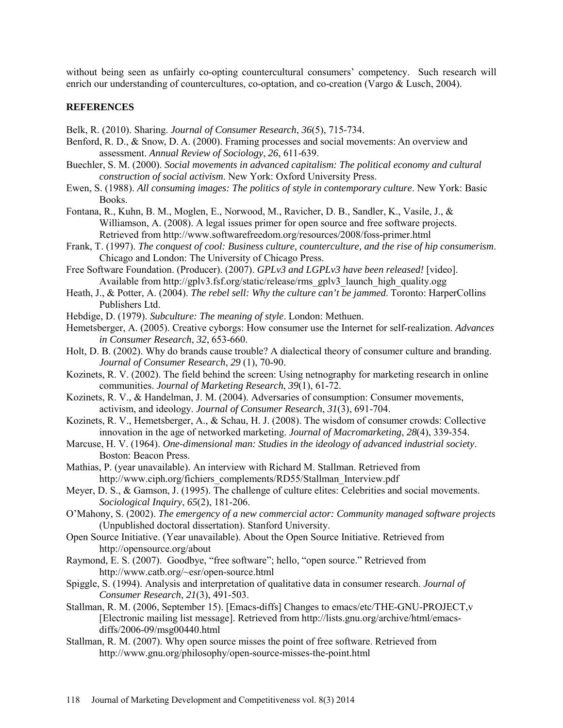without being seen as unfairly co-opting countercultural consumers' competency. Such research will enrich our understanding of countercultures, co-optation, and co-creation (Vargo & Lusch, 2004).

## REFERENCES

Belk, R. (2010). Sharing. *Journal of Consumer Research*, *36*(5), 715-734.

Benford, R. D., & Snow, D. A. (2000). Framing processes and social movements: An overview and assessment. *Annual Review of Sociology*, *26*, 611-639.

Buechler, S. M. (2000). *Social movements in advanced capitalism: The political economy and cultural construction of social activism*. New York: Oxford University Press.

Ewen, S. (1988). *All consuming images: The politics of style in contemporary culture*. New York: Basic Books.

Fontana, R., Kuhn, B. M., Moglen, E., Norwood, M., Ravicher, D. B., Sandler, K., Vasile, J., & Williamson, A. (2008). A legal issues primer for open source and free software projects. Retrieved from http://www.softwarefreedom.org/resources/2008/foss-primer.html

Frank, T. (1997). *The conquest of cool: Business culture, counterculture, and the rise of hip consumerism*. Chicago and London: The University of Chicago Press.

Free Software Foundation. (Producer). (2007). *GPLv3 and LGPLv3 have been released!* [video]. Available from http://gplv3.fsf.org/static/release/rms_gplv3_launch_high_quality.ogg

Heath, J., & Potter, A. (2004). *The rebel sell: Why the culture can't be jammed*. Toronto: HarperCollins Publishers Ltd.

Hebdige, D. (1979). *Subculture: The meaning of style*. London: Methuen.

Hemetsberger, A. (2005). Creative cyborgs: How consumer use the Internet for self-realization. *Advances in Consumer Research*, *32*, 653-660.

Holt, D. B. (2002). Why do brands cause trouble? A dialectical theory of consumer culture and branding. *Journal of Consumer Research*, *29* (1), 70-90.

Kozinets, R. V. (2002). The field behind the screen: Using netnography for marketing research in online communities. *Journal of Marketing Research*, *39*(1), 61-72.

Kozinets, R. V., & Handelman, J. M. (2004). Adversaries of consumption: Consumer movements, activism, and ideology. *Journal of Consumer Research*, *31*(3), 691-704.

Kozinets, R. V., Hemetsberger, A., & Schau, H. J. (2008). The wisdom of consumer crowds: Collective innovation in the age of networked marketing. *Journal of Macromarketing*, *28*(4), 339-354.

Marcuse, H. V. (1964). *One-dimensional man: Studies in the ideology of advanced industrial society*. Boston: Beacon Press.

Mathias, P. (year unavailable). An interview with Richard M. Stallman. Retrieved from http://www.ciph.org/fichiers_complements/RD55/Stallman_Interview.pdf

Meyer, D. S., & Gamson, J. (1995). The challenge of culture elites: Celebrities and social movements. *Sociological Inquiry*, *65*(2), 181-206.

O'Mahony, S. (2002). *The emergency of a new commercial actor: Community managed software projects* (Unpublished doctoral dissertation). Stanford University.

Open Source Initiative. (Year unavailable). About the Open Source Initiative. Retrieved from http://opensource.org/about

Raymond, E. S. (2007). Goodbye, "free software"; hello, "open source." Retrieved from http://www.catb.org/~esr/open-source.html

Spiggle, S. (1994). Analysis and interpretation of qualitative data in consumer research. *Journal of Consumer Research*, *21*(3), 491-503.

Stallman, R. M. (2006, September 15). [Emacs-diffs] Changes to emacs/etc/THE-GNU-PROJECT,v [Electronic mailing list message]. Retrieved from http://lists.gnu.org/archive/html/emacs-diffs/2006-09/msg00440.html

Stallman, R. M. (2007). Why open source misses the point of free software. Retrieved from http://www.gnu.org/philosophy/open-source-misses-the-point.html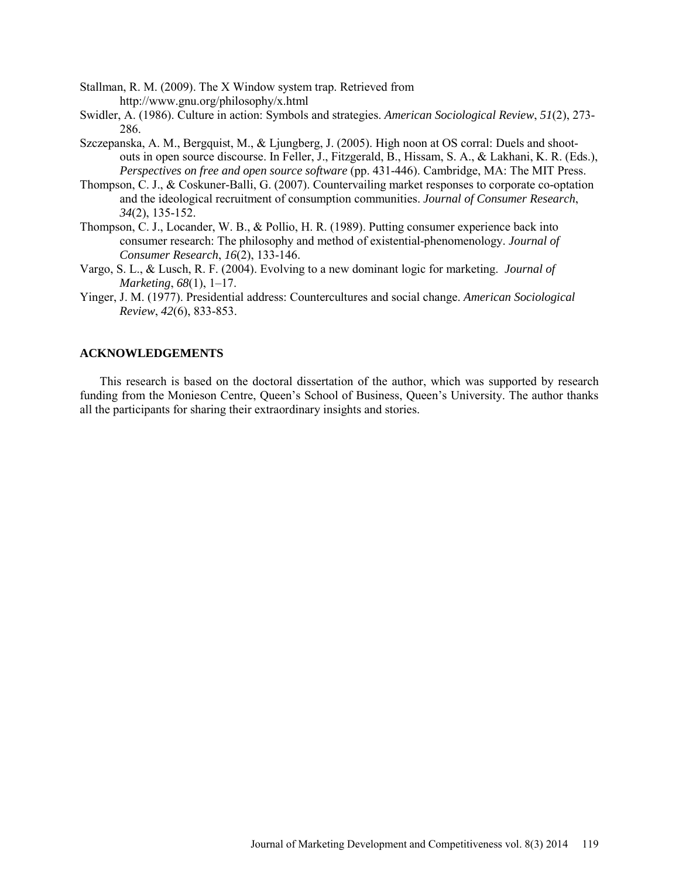Stallman, R. M. (2009). The X Window system trap. Retrieved from http://www.gnu.org/philosophy/x.html

Swidler, A. (1986). Culture in action: Symbols and strategies. *American Sociological Review*, *51*(2), 273-286.

Szczepanska, A. M., Bergquist, M., & Ljungberg, J. (2005). High noon at OS corral: Duels and shoot-outs in open source discourse. In Feller, J., Fitzgerald, B., Hissam, S. A., & Lakhani, K. R. (Eds.), *Perspectives on free and open source software* (pp. 431-446). Cambridge, MA: The MIT Press.

Thompson, C. J., & Coskuner-Balli, G. (2007). Countervailing market responses to corporate co-optation and the ideological recruitment of consumption communities. *Journal of Consumer Research*, *34*(2), 135-152.

Thompson, C. J., Locander, W. B., & Pollio, H. R. (1989). Putting consumer experience back into consumer research: The philosophy and method of existential-phenomenology. *Journal of Consumer Research*, *16*(2), 133-146.

Vargo, S. L., & Lusch, R. F. (2004). Evolving to a new dominant logic for marketing. *Journal of Marketing*, *68*(1), 1–17.

Yinger, J. M. (1977). Presidential address: Countercultures and social change. *American Sociological Review*, *42*(6), 833-853.

## ACKNOWLEDGEMENTS

This research is based on the doctoral dissertation of the author, which was supported by research funding from the Monieson Centre, Queen's School of Business, Queen's University. The author thanks all the participants for sharing their extraordinary insights and stories.